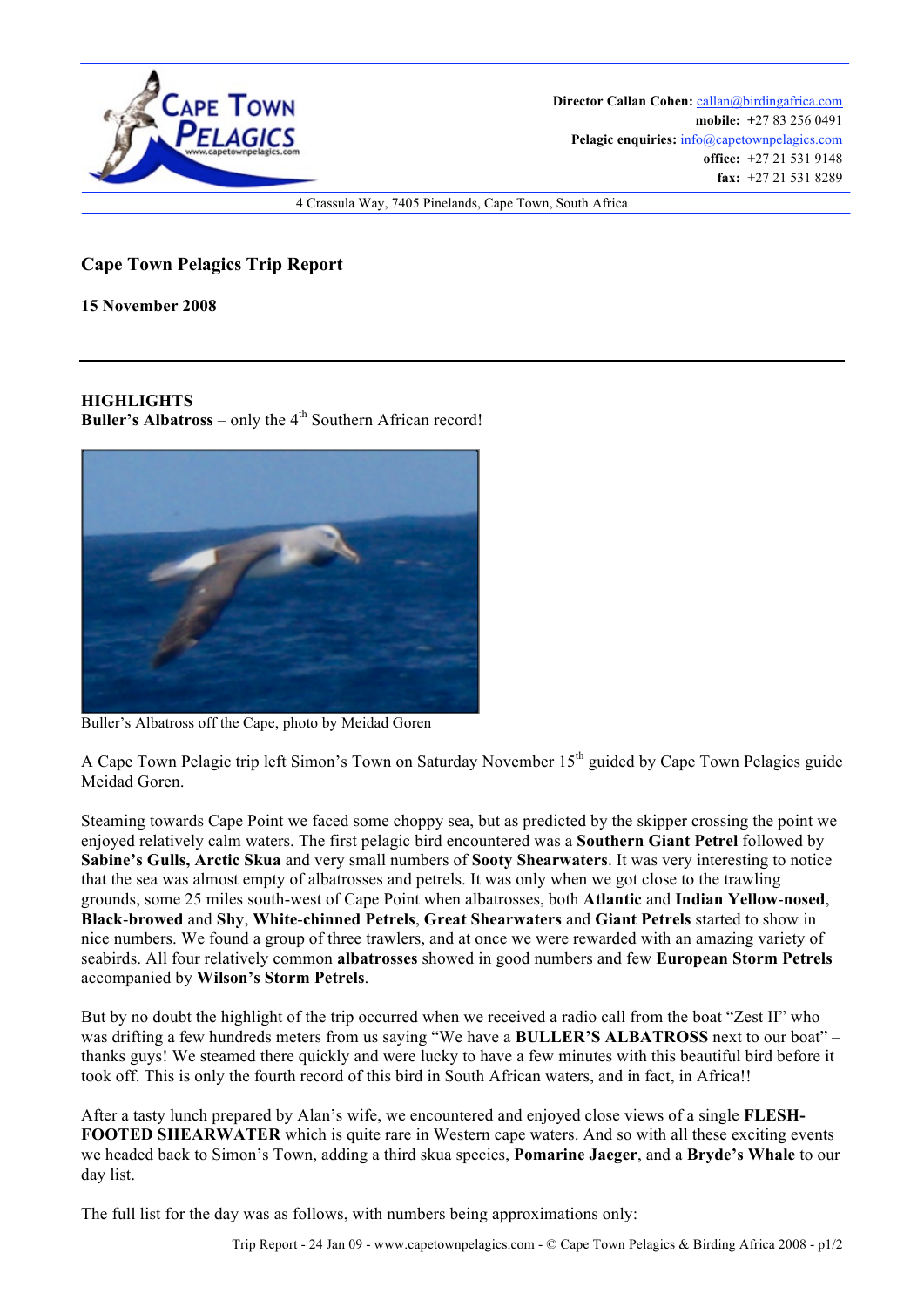Director Callan Cohen: callan@birdingafrica.com
mobile: +27 83 256 0491
Pelagic enquiries: info@capetownpelagics.com
office: +27 21 531 9148
fax: +27 21 531 8289

4 Crassula Way, 7405 Pinelands, Cape Town, South Africa

## Cape Town Pelagics Trip Report

**15 November 2008**

---

**HIGHLIGHTS**

**Buller's Albatross** – only the 4th Southern African record!

Buller's Albatross off the Cape, photo by Meidad Goren

A Cape Town Pelagic trip left Simon's Town on Saturday November 15th guided by Cape Town Pelagics guide Meidad Goren.

Steaming towards Cape Point we faced some choppy sea, but as predicted by the skipper crossing the point we enjoyed relatively calm waters. The first pelagic bird encountered was a **Southern Giant Petrel** followed by **Sabine's Gulls, Arctic Skua** and very small numbers of **Sooty Shearwaters**. It was very interesting to notice that the sea was almost empty of albatrosses and petrels. It was only when we got close to the trawling grounds, some 25 miles south-west of Cape Point when albatrosses, both **Atlantic** and **Indian Yellow-nosed**, **Black-browed** and **Shy**, **White-chinned Petrels**, **Great Shearwaters** and **Giant Petrels** started to show in nice numbers. We found a group of three trawlers, and at once we were rewarded with an amazing variety of seabirds. All four relatively common **albatrosses** showed in good numbers and few **European Storm Petrels** accompanied by **Wilson's Storm Petrels**.

But by no doubt the highlight of the trip occurred when we received a radio call from the boat "Zest II" who was drifting a few hundreds meters from us saying "We have a **BULLER'S ALBATROSS** next to our boat" – thanks guys! We steamed there quickly and were lucky to have a few minutes with this beautiful bird before it took off. This is only the fourth record of this bird in South African waters, and in fact, in Africa!!

After a tasty lunch prepared by Alan's wife, we encountered and enjoyed close views of a single **FLESH-FOOTED SHEARWATER** which is quite rare in Western cape waters. And so with all these exciting events we headed back to Simon's Town, adding a third skua species, **Pomarine Jaeger**, and a **Bryde's Whale** to our day list.

The full list for the day was as follows, with numbers being approximations only: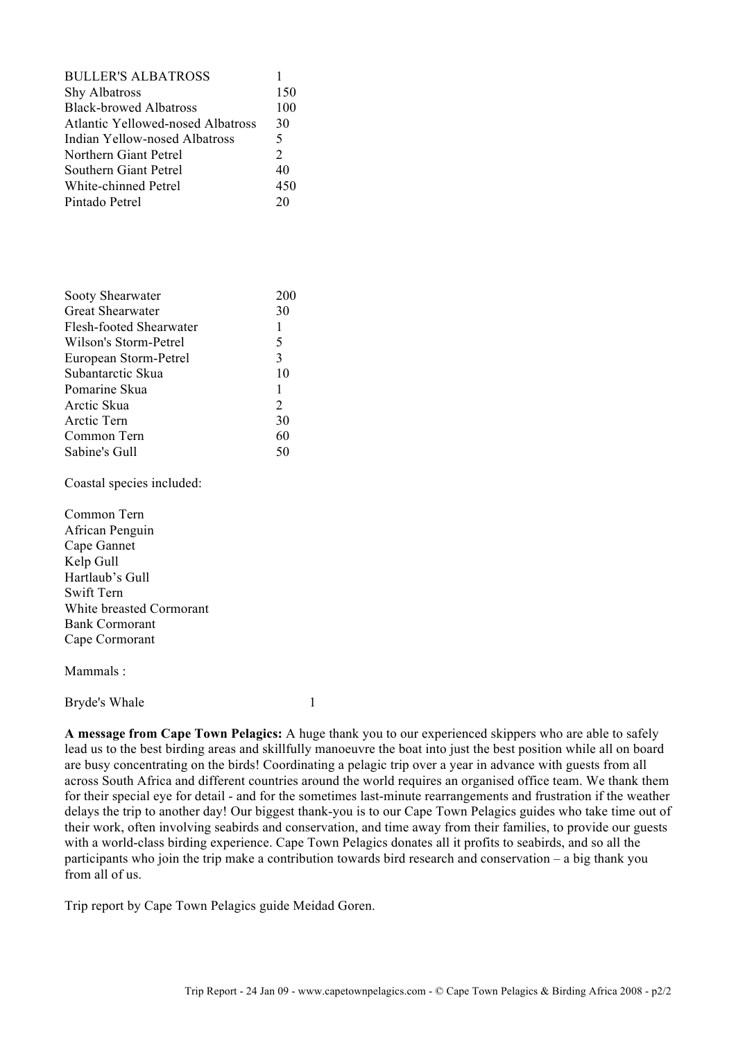| | |
|---|---|
| BULLER'S ALBATROSS | 1 |
| Shy Albatross | 150 |
| Black-browed Albatross | 100 |
| Atlantic Yellowed-nosed Albatross | 30 |
| Indian Yellow-nosed Albatross | 5 |
| Northern Giant Petrel | 2 |
| Southern Giant Petrel | 40 |
| White-chinned Petrel | 450 |
| Pintado Petrel | 20 |
| Sooty Shearwater | 200 |
| Great Shearwater | 30 |
| Flesh-footed Shearwater | 1 |
| Wilson's Storm-Petrel | 5 |
| European Storm-Petrel | 3 |
| Subantarctic Skua | 10 |
| Pomarine Skua | 1 |
| Arctic Skua | 2 |
| Arctic Tern | 30 |
| Common Tern | 60 |
| Sabine's Gull | 50 |

Coastal species included:

Common Tern
African Penguin
Cape Gannet
Kelp Gull
Hartlaub's Gull
Swift Tern
White breasted Cormorant
Bank Cormorant
Cape Cormorant

Mammals :

| | |
|---|---|
| Bryde's Whale | 1 |

**A message from Cape Town Pelagics:** A huge thank you to our experienced skippers who are able to safely lead us to the best birding areas and skillfully manoeuvre the boat into just the best position while all on board are busy concentrating on the birds! Coordinating a pelagic trip over a year in advance with guests from all across South Africa and different countries around the world requires an organised office team. We thank them for their special eye for detail - and for the sometimes last-minute rearrangements and frustration if the weather delays the trip to another day! Our biggest thank-you is to our Cape Town Pelagics guides who take time out of their work, often involving seabirds and conservation, and time away from their families, to provide our guests with a world-class birding experience. Cape Town Pelagics donates all it profits to seabirds, and so all the participants who join the trip make a contribution towards bird research and conservation – a big thank you from all of us.

Trip report by Cape Town Pelagics guide Meidad Goren.